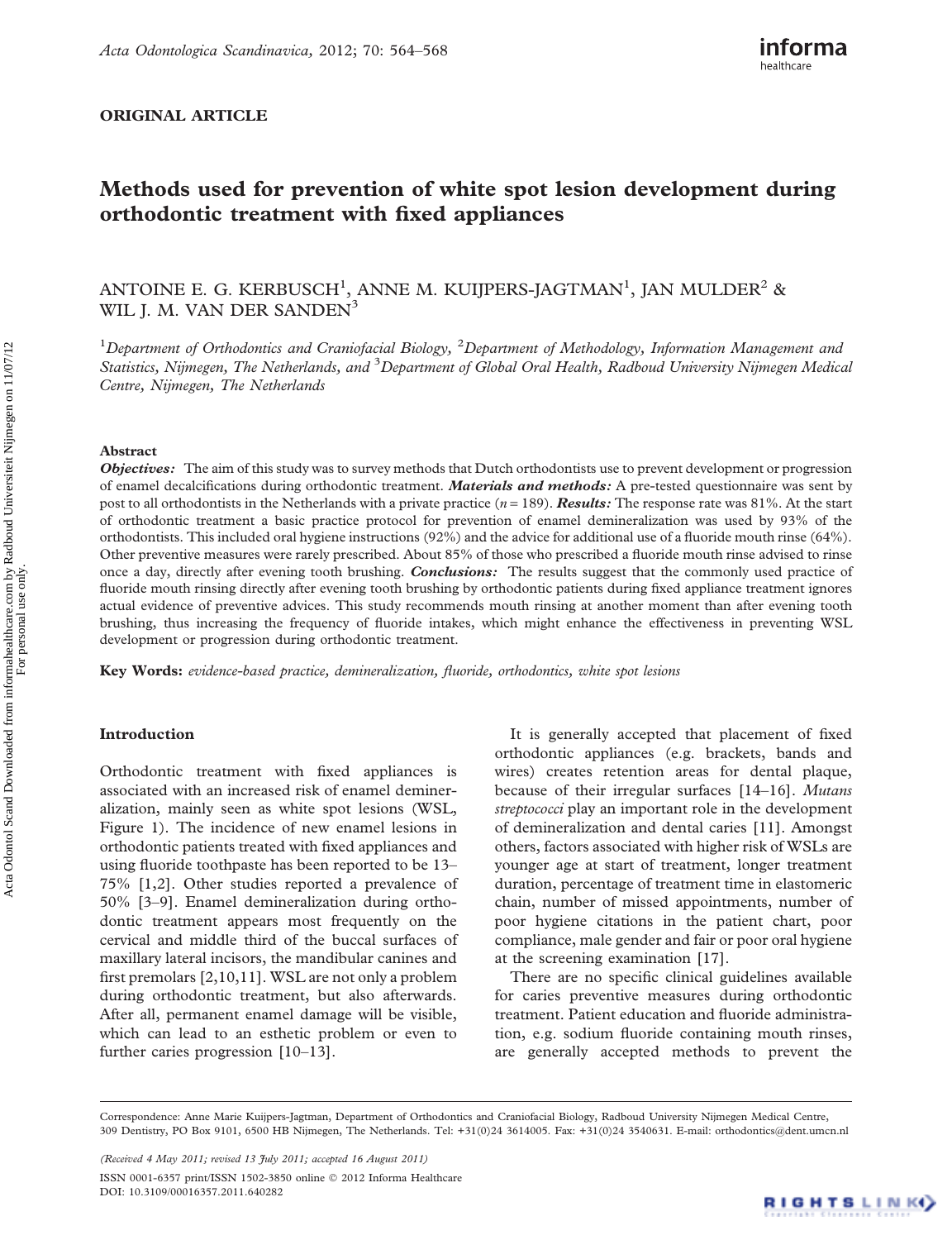ORIGINAL ARTICLE

# Methods used for prevention of white spot lesion development during orthodontic treatment with fixed appliances

ANTOINE E. G. KERBUSCH[1], ANNE M. KUIJPERS-JAGTMAN[1], JAN MULDER[2] & WIL J. M. VAN DER SANDEN[3]

[1]*Department of Orthodontics and Craniofacial Biology,* [2]*Department of Methodology, Information Management and Statistics, Nijmegen, The Netherlands, and* [3]*Department of Global Oral Health, Radboud University Nijmegen Medical Centre, Nijmegen, The Netherlands*

## Abstract

***Objectives:*** The aim of this study was to survey methods that Dutch orthodontists use to prevent development or progression of enamel decalcifications during orthodontic treatment. ***Materials and methods:*** A pre-tested questionnaire was sent by post to all orthodontists in the Netherlands with a private practice ($n = 189$). ***Results:*** The response rate was 81%. At the start of orthodontic treatment a basic practice protocol for prevention of enamel demineralization was used by 93% of the orthodontists. This included oral hygiene instructions (92%) and the advice for additional use of a fluoride mouth rinse (64%). Other preventive measures were rarely prescribed. About 85% of those who prescribed a fluoride mouth rinse advised to rinse once a day, directly after evening tooth brushing. ***Conclusions:*** The results suggest that the commonly used practice of fluoride mouth rinsing directly after evening tooth brushing by orthodontic patients during fixed appliance treatment ignores actual evidence of preventive advices. This study recommends mouth rinsing at another moment than after evening tooth brushing, thus increasing the frequency of fluoride intakes, which might enhance the effectiveness in preventing WSL development or progression during orthodontic treatment.

**Key Words:** *evidence-based practice, demineralization, fluoride, orthodontics, white spot lesions*

## Introduction

Orthodontic treatment with fixed appliances is associated with an increased risk of enamel demineralization, mainly seen as white spot lesions (WSL, Figure 1). The incidence of new enamel lesions in orthodontic patients treated with fixed appliances and using fluoride toothpaste has been reported to be 13–75% [1,2]. Other studies reported a prevalence of 50% [3–9]. Enamel demineralization during orthodontic treatment appears most frequently on the cervical and middle third of the buccal surfaces of maxillary lateral incisors, the mandibular canines and first premolars [2,10,11]. WSL are not only a problem during orthodontic treatment, but also afterwards. After all, permanent enamel damage will be visible, which can lead to an esthetic problem or even to further caries progression [10–13].

It is generally accepted that placement of fixed orthodontic appliances (e.g. brackets, bands and wires) creates retention areas for dental plaque, because of their irregular surfaces [14–16]. *Mutans streptococci* play an important role in the development of demineralization and dental caries [11]. Amongst others, factors associated with higher risk of WSLs are younger age at start of treatment, longer treatment duration, percentage of treatment time in elastomeric chain, number of missed appointments, number of poor hygiene citations in the patient chart, poor compliance, male gender and fair or poor oral hygiene at the screening examination [17].

There are no specific clinical guidelines available for caries preventive measures during orthodontic treatment. Patient education and fluoride administration, e.g. sodium fluoride containing mouth rinses, are generally accepted methods to prevent the

Correspondence: Anne Marie Kuijpers-Jagtman, Department of Orthodontics and Craniofacial Biology, Radboud University Nijmegen Medical Centre, 309 Dentistry, PO Box 9101, 6500 HB Nijmegen, The Netherlands. Tel: +31(0)24 3614005. Fax: +31(0)24 3540631. E-mail: orthodontics@dent.umcn.nl

*(Received 4 May 2011; revised 13 July 2011; accepted 16 August 2011)*

ISSN 0001-6357 print/ISSN 1502-3850 online © 2012 Informa Healthcare
DOI: 10.3109/00016357.2011.640282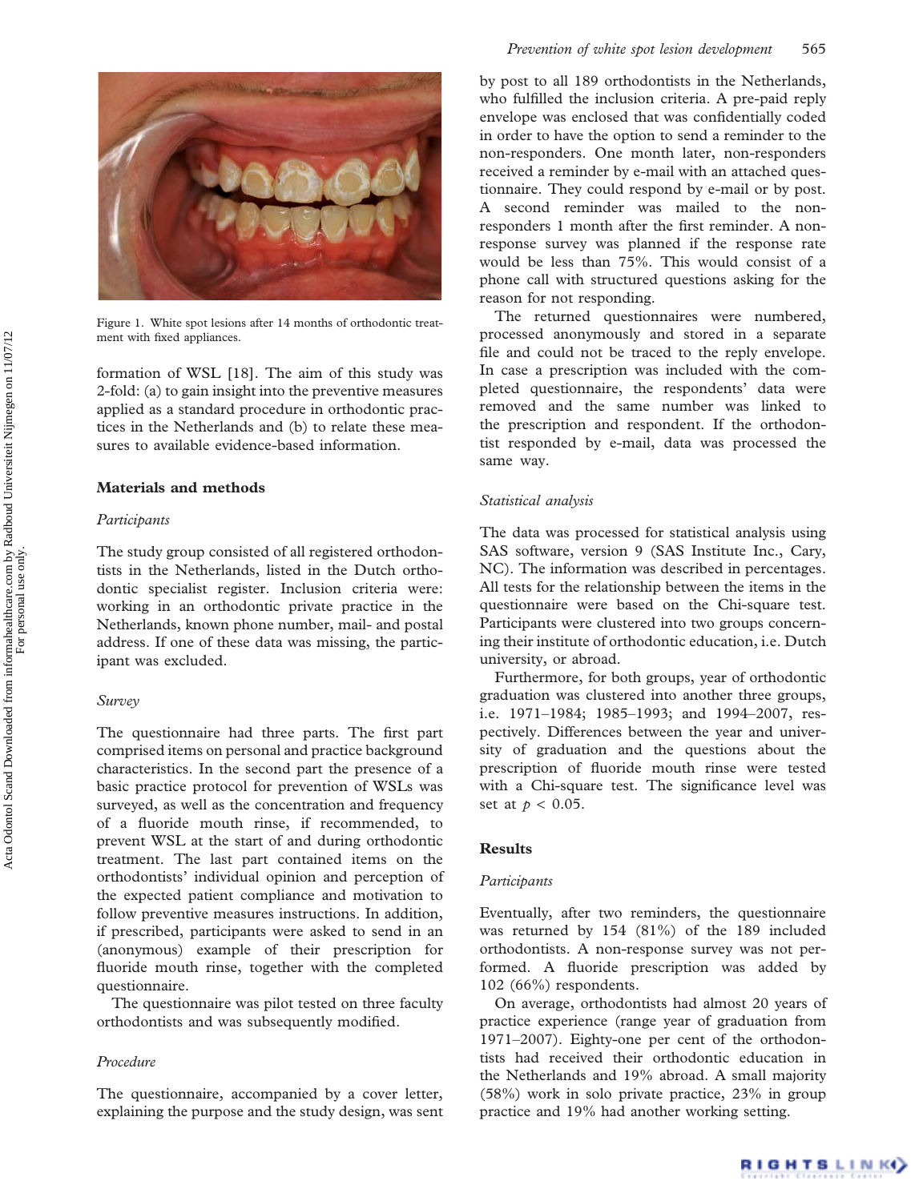Figure 1. White spot lesions after 14 months of orthodontic treatment with fixed appliances.

formation of WSL [18]. The aim of this study was 2-fold: (a) to gain insight into the preventive measures applied as a standard procedure in orthodontic practices in the Netherlands and (b) to relate these measures to available evidence-based information.

## Materials and methods

### Participants

The study group consisted of all registered orthodontists in the Netherlands, listed in the Dutch orthodontic specialist register. Inclusion criteria were: working in an orthodontic private practice in the Netherlands, known phone number, mail- and postal address. If one of these data was missing, the participant was excluded.

### Survey

The questionnaire had three parts. The first part comprised items on personal and practice background characteristics. In the second part the presence of a basic practice protocol for prevention of WSLs was surveyed, as well as the concentration and frequency of a fluoride mouth rinse, if recommended, to prevent WSL at the start of and during orthodontic treatment. The last part contained items on the orthodontists' individual opinion and perception of the expected patient compliance and motivation to follow preventive measures instructions. In addition, if prescribed, participants were asked to send in an (anonymous) example of their prescription for fluoride mouth rinse, together with the completed questionnaire.

The questionnaire was pilot tested on three faculty orthodontists and was subsequently modified.

### Procedure

The questionnaire, accompanied by a cover letter, explaining the purpose and the study design, was sent by post to all 189 orthodontists in the Netherlands, who fulfilled the inclusion criteria. A pre-paid reply envelope was enclosed that was confidentially coded in order to have the option to send a reminder to the non-responders. One month later, non-responders received a reminder by e-mail with an attached questionnaire. They could respond by e-mail or by post. A second reminder was mailed to the non-responders 1 month after the first reminder. A non-response survey was planned if the response rate would be less than 75%. This would consist of a phone call with structured questions asking for the reason for not responding.

The returned questionnaires were numbered, processed anonymously and stored in a separate file and could not be traced to the reply envelope. In case a prescription was included with the completed questionnaire, the respondents' data were removed and the same number was linked to the prescription and respondent. If the orthodontist responded by e-mail, data was processed the same way.

### Statistical analysis

The data was processed for statistical analysis using SAS software, version 9 (SAS Institute Inc., Cary, NC). The information was described in percentages. All tests for the relationship between the items in the questionnaire were based on the Chi-square test. Participants were clustered into two groups concerning their institute of orthodontic education, i.e. Dutch university, or abroad.

Furthermore, for both groups, year of orthodontic graduation was clustered into another three groups, i.e. 1971–1984; 1985–1993; and 1994–2007, respectively. Differences between the year and university of graduation and the questions about the prescription of fluoride mouth rinse were tested with a Chi-square test. The significance level was set at $p < 0.05$.

## Results

### Participants

Eventually, after two reminders, the questionnaire was returned by 154 (81%) of the 189 included orthodontists. A non-response survey was not performed. A fluoride prescription was added by 102 (66%) respondents.

On average, orthodontists had almost 20 years of practice experience (range year of graduation from 1971–2007). Eighty-one per cent of the orthodontists had received their orthodontic education in the Netherlands and 19% abroad. A small majority (58%) work in solo private practice, 23% in group practice and 19% had another working setting.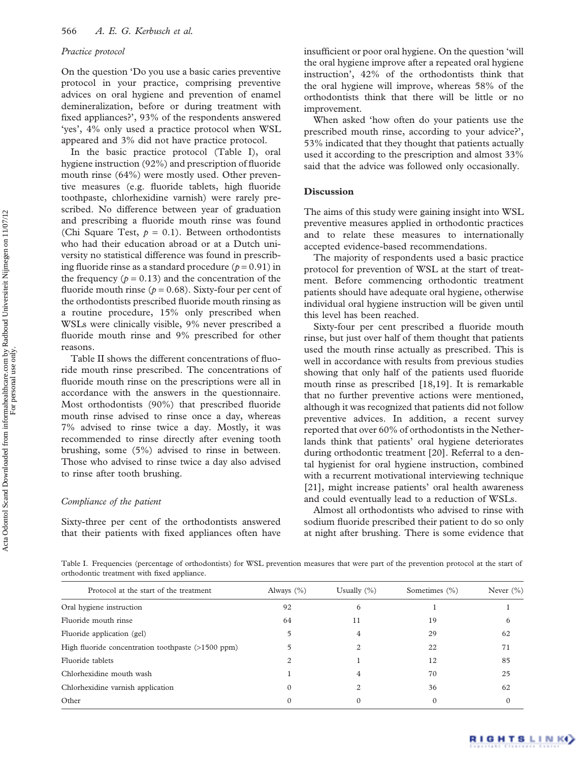### *Practice protocol*

On the question 'Do you use a basic caries preventive protocol in your practice, comprising preventive advices on oral hygiene and prevention of enamel demineralization, before or during treatment with fixed appliances?', 93% of the respondents answered 'yes', 4% only used a practice protocol when WSL appeared and 3% did not have practice protocol.

In the basic practice protocol (Table I), oral hygiene instruction (92%) and prescription of fluoride mouth rinse (64%) were mostly used. Other preventive measures (e.g. fluoride tablets, high fluoride toothpaste, chlorhexidine varnish) were rarely prescribed. No difference between year of graduation and prescribing a fluoride mouth rinse was found (Chi Square Test, $p$ = 0.1). Between orthodontists who had their education abroad or at a Dutch university no statistical difference was found in prescribing fluoride rinse as a standard procedure ($p$ = 0.91) in the frequency ($p$ = 0.13) and the concentration of the fluoride mouth rinse ($p$ = 0.68). Sixty-four per cent of the orthodontists prescribed fluoride mouth rinsing as a routine procedure, 15% only prescribed when WSLs were clinically visible, 9% never prescribed a fluoride mouth rinse and 9% prescribed for other reasons.

Table II shows the different concentrations of fluoride mouth rinse prescribed. The concentrations of fluoride mouth rinse on the prescriptions were all in accordance with the answers in the questionnaire. Most orthodontists (90%) that prescribed fluoride mouth rinse advised to rinse once a day, whereas 7% advised to rinse twice a day. Mostly, it was recommended to rinse directly after evening tooth brushing, some (5%) advised to rinse in between. Those who advised to rinse twice a day also advised to rinse after tooth brushing.

### *Compliance of the patient*

Sixty-three per cent of the orthodontists answered that their patients with fixed appliances often have insufficient or poor oral hygiene. On the question 'will the oral hygiene improve after a repeated oral hygiene instruction', 42% of the orthodontists think that the oral hygiene will improve, whereas 58% of the orthodontists think that there will be little or no improvement.

When asked 'how often do your patients use the prescribed mouth rinse, according to your advice?', 53% indicated that they thought that patients actually used it according to the prescription and almost 33% said that the advice was followed only occasionally.

## Discussion

The aims of this study were gaining insight into WSL preventive measures applied in orthodontic practices and to relate these measures to internationally accepted evidence-based recommendations.

The majority of respondents used a basic practice protocol for prevention of WSL at the start of treatment. Before commencing orthodontic treatment patients should have adequate oral hygiene, otherwise individual oral hygiene instruction will be given until this level has been reached.

Sixty-four per cent prescribed a fluoride mouth rinse, but just over half of them thought that patients used the mouth rinse actually as prescribed. This is well in accordance with results from previous studies showing that only half of the patients used fluoride mouth rinse as prescribed [18,19]. It is remarkable that no further preventive actions were mentioned, although it was recognized that patients did not follow preventive advices. In addition, a recent survey reported that over 60% of orthodontists in the Netherlands think that patients' oral hygiene deteriorates during orthodontic treatment [20]. Referral to a dental hygienist for oral hygiene instruction, combined with a recurrent motivational interviewing technique [21], might increase patients' oral health awareness and could eventually lead to a reduction of WSLs.

Almost all orthodontists who advised to rinse with sodium fluoride prescribed their patient to do so only at night after brushing. There is some evidence that

Table I. Frequencies (percentage of orthodontists) for WSL prevention measures that were part of the prevention protocol at the start of orthodontic treatment with fixed appliance.

| Protocol at the start of the treatment | Always (%) | Usually (%) | Sometimes (%) | Never (%) |
|---|---|---|---|---|
| Oral hygiene instruction | 92 | 6 | 1 | 1 |
| Fluoride mouth rinse | 64 | 11 | 19 | 6 |
| Fluoride application (gel) | 5 | 4 | 29 | 62 |
| High fluoride concentration toothpaste (>1500 ppm) | 5 | 2 | 22 | 71 |
| Fluoride tablets | 2 | 1 | 12 | 85 |
| Chlorhexidine mouth wash | 1 | 4 | 70 | 25 |
| Chlorhexidine varnish application | 0 | 2 | 36 | 62 |
| Other | 0 | 0 | 0 | 0 |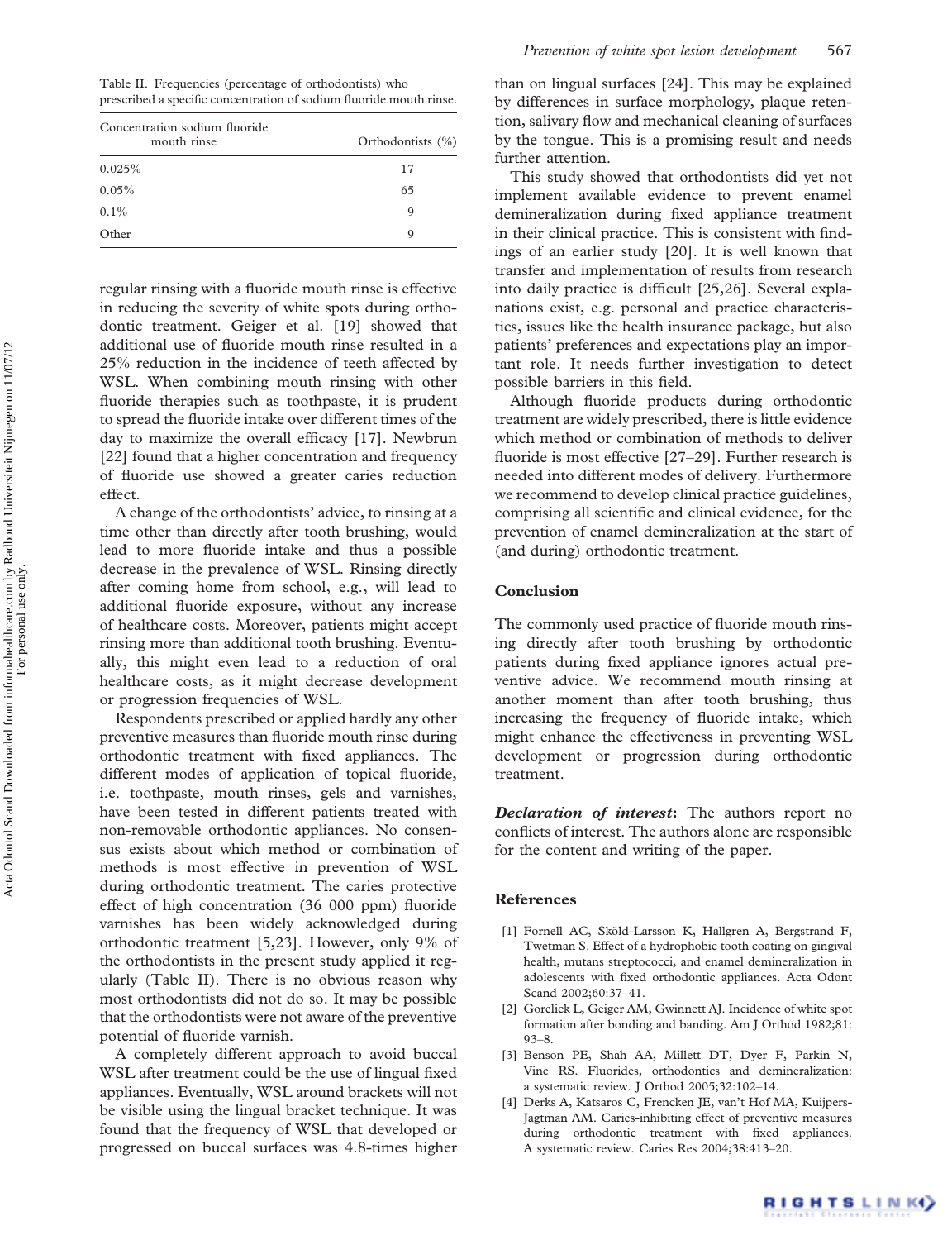Table II. Frequencies (percentage of orthodontists) who prescribed a specific concentration of sodium fluoride mouth rinse.

| Concentration sodium fluoride mouth rinse | Orthodontists (%) |
|---|---|
| 0.025% | 17 |
| 0.05% | 65 |
| 0.1% | 9 |
| Other | 9 |

regular rinsing with a fluoride mouth rinse is effective in reducing the severity of white spots during orthodontic treatment. Geiger et al. [19] showed that additional use of fluoride mouth rinse resulted in a 25% reduction in the incidence of teeth affected by WSL. When combining mouth rinsing with other fluoride therapies such as toothpaste, it is prudent to spread the fluoride intake over different times of the day to maximize the overall efficacy [17]. Newbrun [22] found that a higher concentration and frequency of fluoride use showed a greater caries reduction effect.

A change of the orthodontists' advice, to rinsing at a time other than directly after tooth brushing, would lead to more fluoride intake and thus a possible decrease in the prevalence of WSL. Rinsing directly after coming home from school, e.g., will lead to additional fluoride exposure, without any increase of healthcare costs. Moreover, patients might accept rinsing more than additional tooth brushing. Eventually, this might even lead to a reduction of oral healthcare costs, as it might decrease development or progression frequencies of WSL.

Respondents prescribed or applied hardly any other preventive measures than fluoride mouth rinse during orthodontic treatment with fixed appliances. The different modes of application of topical fluoride, i.e. toothpaste, mouth rinses, gels and varnishes, have been tested in different patients treated with non-removable orthodontic appliances. No consensus exists about which method or combination of methods is most effective in prevention of WSL during orthodontic treatment. The caries protective effect of high concentration (36 000 ppm) fluoride varnishes has been widely acknowledged during orthodontic treatment [5,23]. However, only 9% of the orthodontists in the present study applied it regularly (Table II). There is no obvious reason why most orthodontists did not do so. It may be possible that the orthodontists were not aware of the preventive potential of fluoride varnish.

A completely different approach to avoid buccal WSL after treatment could be the use of lingual fixed appliances. Eventually, WSL around brackets will not be visible using the lingual bracket technique. It was found that the frequency of WSL that developed or progressed on buccal surfaces was 4.8-times higher than on lingual surfaces [24]. This may be explained by differences in surface morphology, plaque retention, salivary flow and mechanical cleaning of surfaces by the tongue. This is a promising result and needs further attention.

This study showed that orthodontists did yet not implement available evidence to prevent enamel demineralization during fixed appliance treatment in their clinical practice. This is consistent with findings of an earlier study [20]. It is well known that transfer and implementation of results from research into daily practice is difficult [25,26]. Several explanations exist, e.g. personal and practice characteristics, issues like the health insurance package, but also patients' preferences and expectations play an important role. It needs further investigation to detect possible barriers in this field.

Although fluoride products during orthodontic treatment are widely prescribed, there is little evidence which method or combination of methods to deliver fluoride is most effective [27–29]. Further research is needed into different modes of delivery. Furthermore we recommend to develop clinical practice guidelines, comprising all scientific and clinical evidence, for the prevention of enamel demineralization at the start of (and during) orthodontic treatment.

## Conclusion

The commonly used practice of fluoride mouth rinsing directly after tooth brushing by orthodontic patients during fixed appliance ignores actual preventive advice. We recommend mouth rinsing at another moment than after tooth brushing, thus increasing the frequency of fluoride intake, which might enhance the effectiveness in preventing WSL development or progression during orthodontic treatment.

***Declaration of interest***: The authors report no conflicts of interest. The authors alone are responsible for the content and writing of the paper.

## References

[1] Fornell AC, Sköld-Larsson K, Hallgren A, Bergstrand F, Twetman S. Effect of a hydrophobic tooth coating on gingival health, mutans streptococci, and enamel demineralization in adolescents with fixed orthodontic appliances. Acta Odont Scand 2002;60:37–41.

[2] Gorelick L, Geiger AM, Gwinnett AJ. Incidence of white spot formation after bonding and banding. Am J Orthod 1982;81: 93–8.

[3] Benson PE, Shah AA, Millett DT, Dyer F, Parkin N, Vine RS. Fluorides, orthodontics and demineralization: a systematic review. J Orthod 2005;32:102–14.

[4] Derks A, Katsaros C, Frencken JE, van't Hof MA, Kuijpers-Jagtman AM. Caries-inhibiting effect of preventive measures during orthodontic treatment with fixed appliances. A systematic review. Caries Res 2004;38:413–20.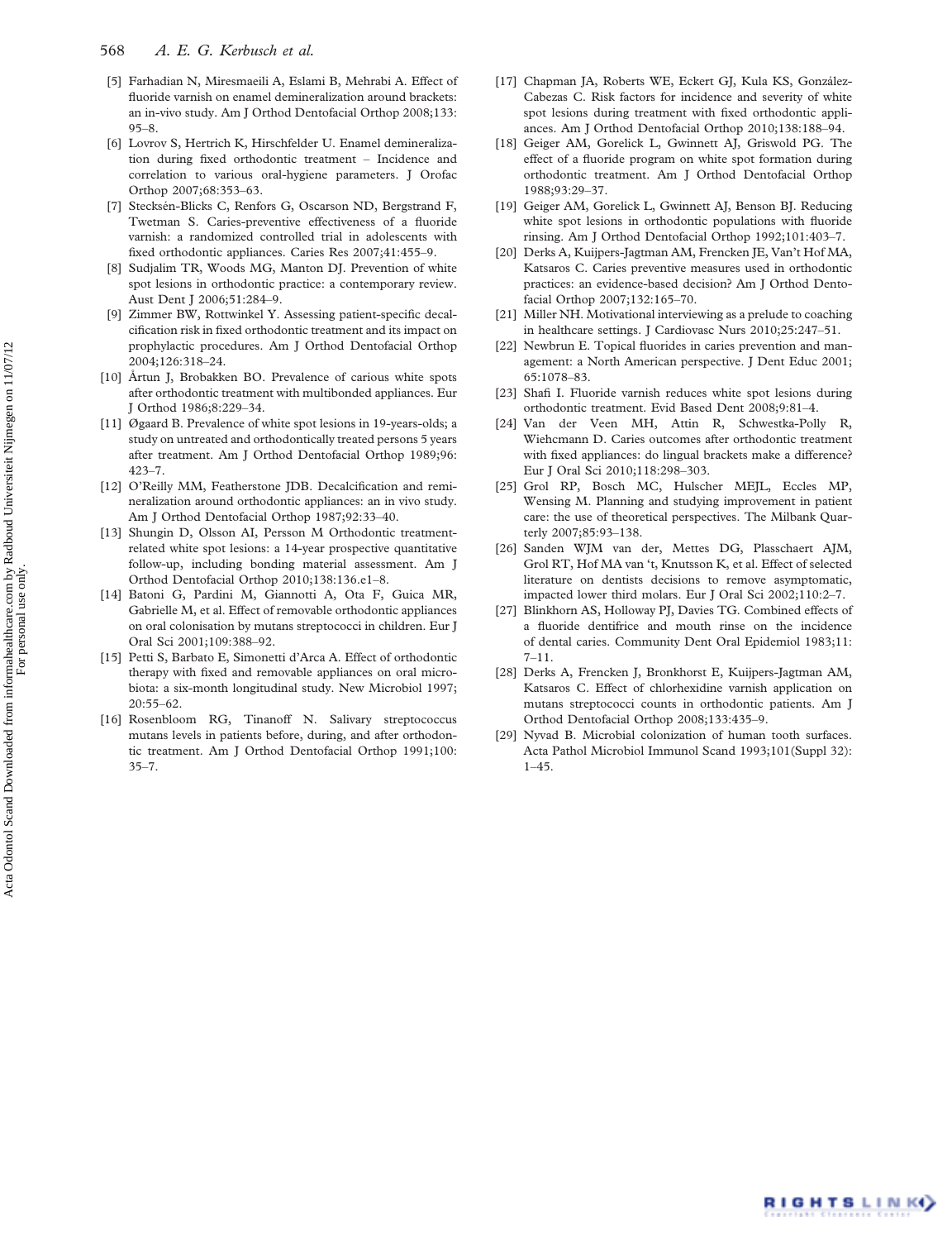[5] Farhadian N, Miresmaeili A, Eslami B, Mehrabi A. Effect of fluoride varnish on enamel demineralization around brackets: an in-vivo study. Am J Orthod Dentofacial Orthop 2008;133: 95–8.

[6] Lovrov S, Hertrich K, Hirschfelder U. Enamel demineralization during fixed orthodontic treatment – Incidence and correlation to various oral-hygiene parameters. J Orofac Orthop 2007;68:353–63.

[7] Stecksén-Blicks C, Renfors G, Oscarson ND, Bergstrand F, Twetman S. Caries-preventive effectiveness of a fluoride varnish: a randomized controlled trial in adolescents with fixed orthodontic appliances. Caries Res 2007;41:455–9.

[8] Sudjalim TR, Woods MG, Manton DJ. Prevention of white spot lesions in orthodontic practice: a contemporary review. Aust Dent J 2006;51:284–9.

[9] Zimmer BW, Rottwinkel Y. Assessing patient-specific decalcification risk in fixed orthodontic treatment and its impact on prophylactic procedures. Am J Orthod Dentofacial Orthop 2004;126:318–24.

[10] Årtun J, Brobakken BO. Prevalence of carious white spots after orthodontic treatment with multibonded appliances. Eur J Orthod 1986;8:229–34.

[11] Øgaard B. Prevalence of white spot lesions in 19-years-olds; a study on untreated and orthodontically treated persons 5 years after treatment. Am J Orthod Dentofacial Orthop 1989;96: 423–7.

[12] O'Reilly MM, Featherstone JDB. Decalcification and remineralization around orthodontic appliances: an in vivo study. Am J Orthod Dentofacial Orthop 1987;92:33–40.

[13] Shungin D, Olsson AI, Persson M Orthodontic treatment-related white spot lesions: a 14-year prospective quantitative follow-up, including bonding material assessment. Am J Orthod Dentofacial Orthop 2010;138:136.e1–8.

[14] Batoni G, Pardini M, Giannotti A, Ota F, Guica MR, Gabrielle M, et al. Effect of removable orthodontic appliances on oral colonisation by mutans streptococci in children. Eur J Oral Sci 2001;109:388–92.

[15] Petti S, Barbato E, Simonetti d'Arca A. Effect of orthodontic therapy with fixed and removable appliances on oral microbiota: a six-month longitudinal study. New Microbiol 1997; 20:55–62.

[16] Rosenbloom RG, Tinanoff N. Salivary streptococcus mutans levels in patients before, during, and after orthodontic treatment. Am J Orthod Dentofacial Orthop 1991;100: 35–7.

[17] Chapman JA, Roberts WE, Eckert GJ, Kula KS, González-Cabezas C. Risk factors for incidence and severity of white spot lesions during treatment with fixed orthodontic appliances. Am J Orthod Dentofacial Orthop 2010;138:188–94.

[18] Geiger AM, Gorelick L, Gwinnett AJ, Griswold PG. The effect of a fluoride program on white spot formation during orthodontic treatment. Am J Orthod Dentofacial Orthop 1988;93:29–37.

[19] Geiger AM, Gorelick L, Gwinnett AJ, Benson BJ. Reducing white spot lesions in orthodontic populations with fluoride rinsing. Am J Orthod Dentofacial Orthop 1992;101:403–7.

[20] Derks A, Kuijpers-Jagtman AM, Frencken JE, Van't Hof MA, Katsaros C. Caries preventive measures used in orthodontic practices: an evidence-based decision? Am J Orthod Dentofacial Orthop 2007;132:165–70.

[21] Miller NH. Motivational interviewing as a prelude to coaching in healthcare settings. J Cardiovasc Nurs 2010;25:247–51.

[22] Newbrun E. Topical fluorides in caries prevention and management: a North American perspective. J Dent Educ 2001; 65:1078–83.

[23] Shafi I. Fluoride varnish reduces white spot lesions during orthodontic treatment. Evid Based Dent 2008;9:81–4.

[24] Van der Veen MH, Attin R, Schwestka-Polly R, Wiehcmann D. Caries outcomes after orthodontic treatment with fixed appliances: do lingual brackets make a difference? Eur J Oral Sci 2010;118:298–303.

[25] Grol RP, Bosch MC, Hulscher MEJL, Eccles MP, Wensing M. Planning and studying improvement in patient care: the use of theoretical perspectives. The Milbank Quarterly 2007;85:93–138.

[26] Sanden WJM van der, Mettes DG, Plasschaert AJM, Grol RT, Hof MA van 't, Knutsson K, et al. Effect of selected literature on dentists decisions to remove asymptomatic, impacted lower third molars. Eur J Oral Sci 2002;110:2–7.

[27] Blinkhorn AS, Holloway PJ, Davies TG. Combined effects of a fluoride dentifrice and mouth rinse on the incidence of dental caries. Community Dent Oral Epidemiol 1983;11: 7–11.

[28] Derks A, Frencken J, Bronkhorst E, Kuijpers-Jagtman AM, Katsaros C. Effect of chlorhexidine varnish application on mutans streptococci counts in orthodontic patients. Am J Orthod Dentofacial Orthop 2008;133:435–9.

[29] Nyvad B. Microbial colonization of human tooth surfaces. Acta Pathol Microbiol Immunol Scand 1993;101(Suppl 32): 1–45.